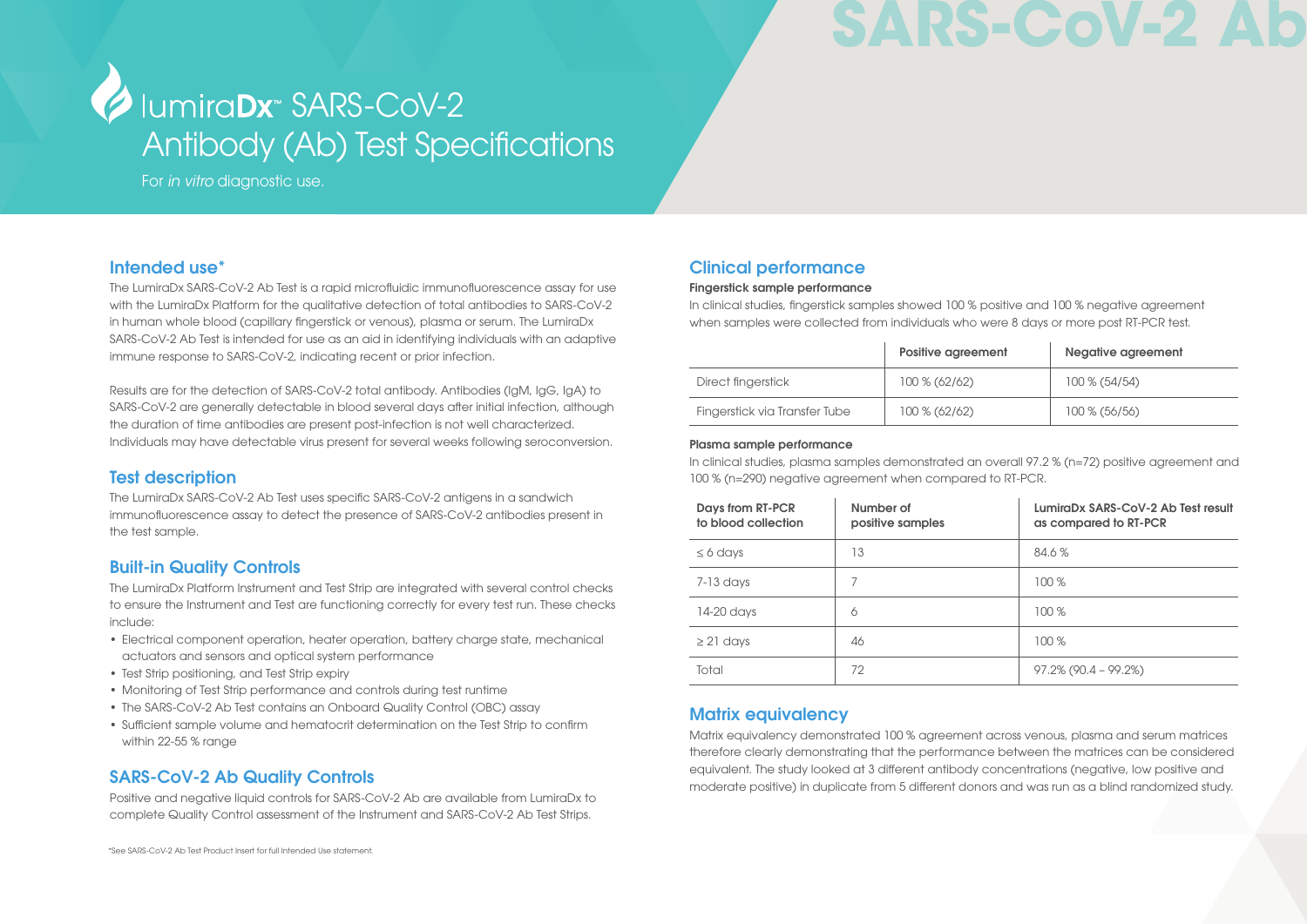# lumiraDx™ SARS-CoV-2 Antibody (Ab) Test Specifications

For *in vitro* diagnostic use.

## Intended use*

The LumiraDx SARS-CoV-2 Ab Test is a rapid microfluidic immunofluorescence assay for use with the LumiraDx Platform for the qualitative detection of total antibodies to SARS-CoV-2 in human whole blood (capillary fingerstick or venous), plasma or serum. The LumiraDx SARS-CoV-2 Ab Test is intended for use as an aid in identifying individuals with an adaptive immune response to SARS-CoV-2, indicating recent or prior infection.

Results are for the detection of SARS-CoV-2 total antibody. Antibodies (IgM, IgG, IgA) to SARS-CoV-2 are generally detectable in blood several days after initial infection, although the duration of time antibodies are present post-infection is not well characterized. Individuals may have detectable virus present for several weeks following seroconversion.

## Test description

The LumiraDx SARS-CoV-2 Ab Test uses specific SARS-CoV-2 antigens in a sandwich immunofluorescence assay to detect the presence of SARS-CoV-2 antibodies present in the test sample.

## Built-in Quality Controls

The LumiraDx Platform Instrument and Test Strip are integrated with several control checks to ensure the Instrument and Test are functioning correctly for every test run. These checks include:

- Electrical component operation, heater operation, battery charge state, mechanical actuators and sensors and optical system performance
- Test Strip positioning, and Test Strip expiry
- Monitoring of Test Strip performance and controls during test runtime
- The SARS-CoV-2 Ab Test contains an Onboard Quality Control (OBC) assay
- Sufficient sample volume and hematocrit determination on the Test Strip to confirm within 22-55 % range

## SARS-CoV-2 Ab Quality Controls

Positive and negative liquid controls for SARS-CoV-2 Ab are available from LumiraDx to complete Quality Control assessment of the Instrument and SARS-CoV-2 Ab Test Strips.

*See SARS-CoV-2 Ab Test Product Insert for full Intended Use statement.

## Clinical performance

### Fingerstick sample performance

In clinical studies, fingerstick samples showed 100 % positive and 100 % negative agreement when samples were collected from individuals who were 8 days or more post RT-PCR test.

| | Positive agreement | Negative agreement |
|---|---|---|
| Direct fingerstick | 100 % (62/62) | 100 % (54/54) |
| Fingerstick via Transfer Tube | 100 % (62/62) | 100 % (56/56) |

### Plasma sample performance

In clinical studies, plasma samples demonstrated an overall 97.2 % (n=72) positive agreement and 100 % (n=290) negative agreement when compared to RT-PCR.

| Days from RT-PCR to blood collection | Number of positive samples | LumiraDx SARS-CoV-2 Ab Test result as compared to RT-PCR |
|---|---|---|
| ≤ 6 days | 13 | 84.6 % |
| 7-13 days | 7 | 100 % |
| 14-20 days | 6 | 100 % |
| ≥ 21 days | 46 | 100 % |
| Total | 72 | 97.2% (90.4 – 99.2%) |

## Matrix equivalency

Matrix equivalency demonstrated 100 % agreement across venous, plasma and serum matrices therefore clearly demonstrating that the performance between the matrices can be considered equivalent. The study looked at 3 different antibody concentrations (negative, low positive and moderate positive) in duplicate from 5 different donors and was run as a blind randomized study.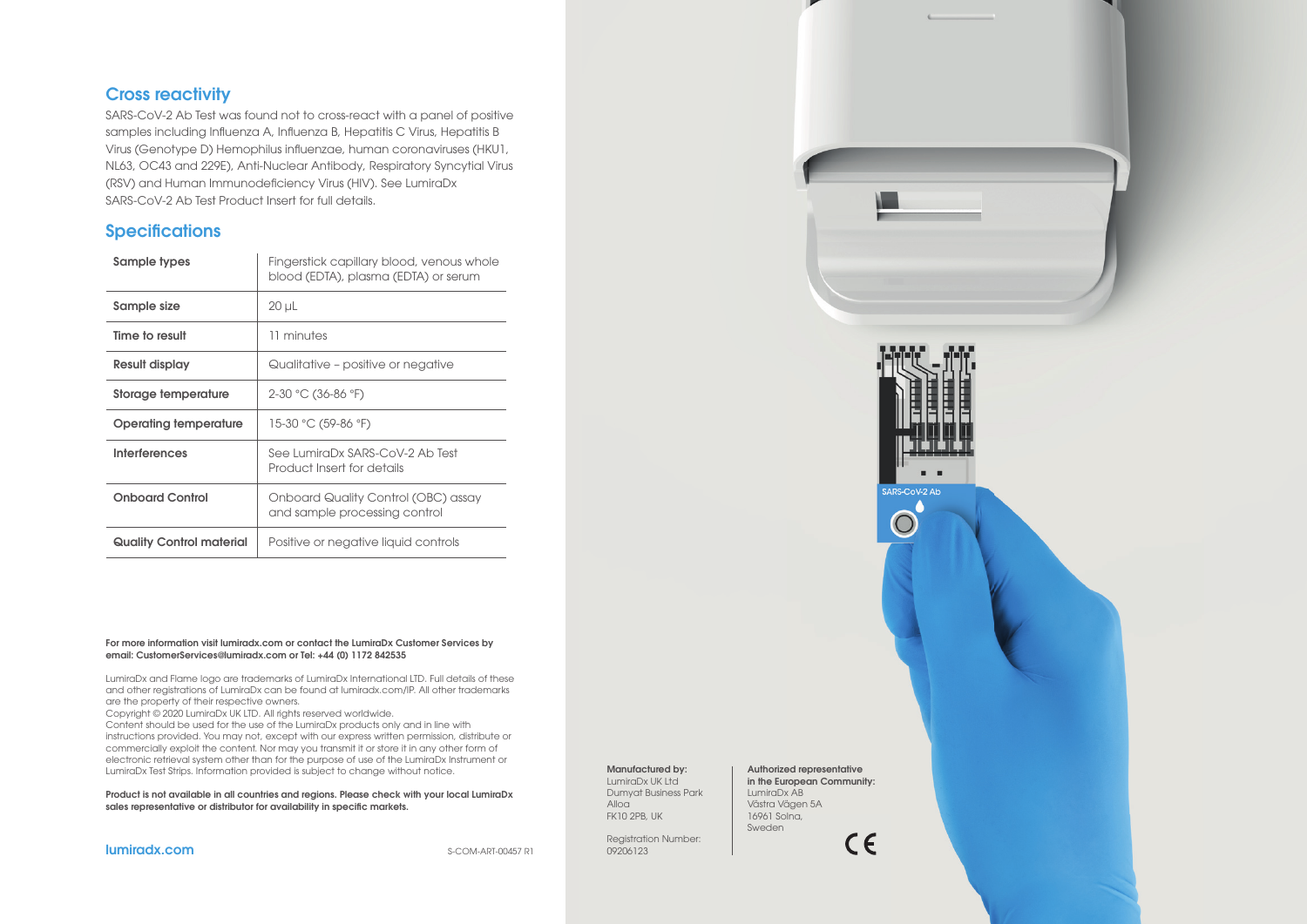## Cross reactivity

SARS-CoV-2 Ab Test was found not to cross-react with a panel of positive samples including Influenza A, Influenza B, Hepatitis C Virus, Hepatitis B Virus (Genotype D) Hemophilus influenzae, human coronaviruses (HKU1, NL63, OC43 and 229E), Anti-Nuclear Antibody, Respiratory Syncytial Virus (RSV) and Human Immunodeficiency Virus (HIV). See LumiraDx SARS-CoV-2 Ab Test Product Insert for full details.

## Specifications

| | |
|---|---|
| **Sample types** | Fingerstick capillary blood, venous whole blood (EDTA), plasma (EDTA) or serum |
| **Sample size** | 20 µL |
| **Time to result** | 11 minutes |
| **Result display** | Qualitative – positive or negative |
| **Storage temperature** | 2-30 °C (36-86 °F) |
| **Operating temperature** | 15-30 °C (59-86 °F) |
| **Interferences** | See LumiraDx SARS-CoV-2 Ab Test Product Insert for details |
| **Onboard Control** | Onboard Quality Control (OBC) assay and sample processing control |
| **Quality Control material** | Positive or negative liquid controls |

**For more information visit lumiradx.com or contact the LumiraDx Customer Services by email: CustomerServices@lumiradx.com or Tel: +44 (0) 1172 842535**

LumiraDx and Flame logo are trademarks of LumiraDx International LTD. Full details of these and other registrations of LumiraDx can be found at lumiradx.com/IP. All other trademarks are the property of their respective owners.
Copyright © 2020 LumiraDx UK LTD. All rights reserved worldwide.
Content should be used for the use of the LumiraDx products only and in line with instructions provided. You may not, except with our express written permission, distribute or commercially exploit the content. Nor may you transmit it or store it in any other form of electronic retrieval system other than for the purpose of use of the LumiraDx Instrument or LumiraDx Test Strips. Information provided is subject to change without notice.

**Product is not available in all countries and regions. Please check with your local LumiraDx sales representative or distributor for availability in specific markets.**

lumiradx.com

S-COM-ART-00457 R1

SARS-CoV-2 Ab

**Manufactured by:**
LumiraDx UK Ltd
Dumyat Business Park
Alloa
FK10 2PB, UK

Registration Number:
09206123

**Authorized representative in the European Community:**
LumiraDx AB
Västra Vägen 5A
16961 Solna,
Sweden

CE